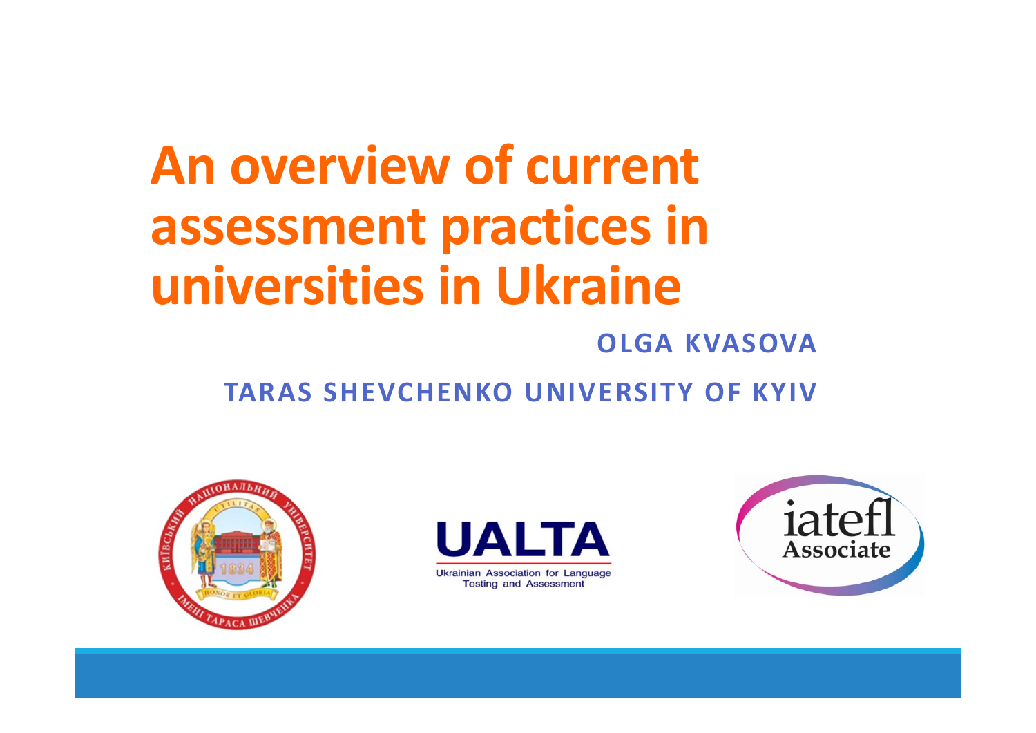# An overview of current assessment practices in universities in Ukraine

**OLGA KVASOVA**

**TARAS SHEVCHENKO UNIVERSITY OF KYIV**

UALTA

Ukrainian Association for Language Testing and Assessment

iatefl Associate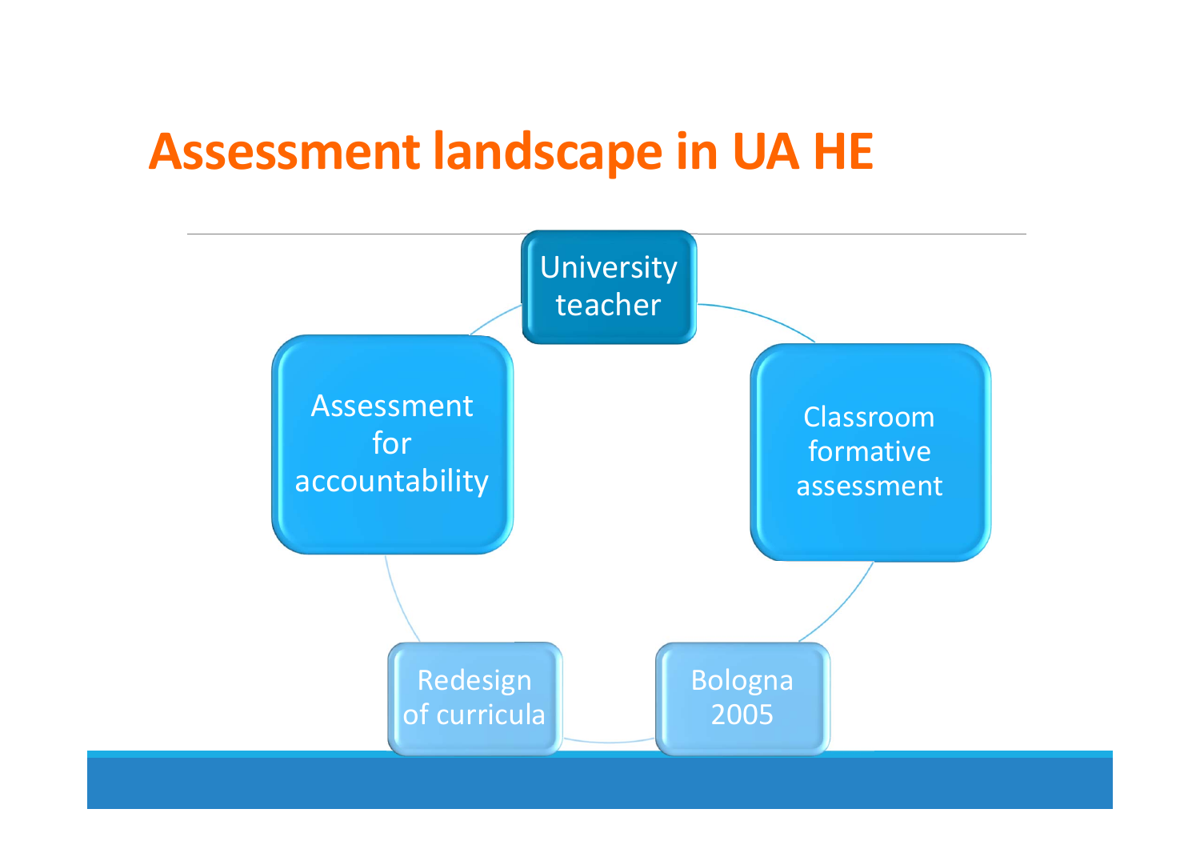# Assessment landscape in UA HE

- University teacher
- Classroom formative assessment
- Bologna 2005
- Redesign of curricula
- Assessment for accountability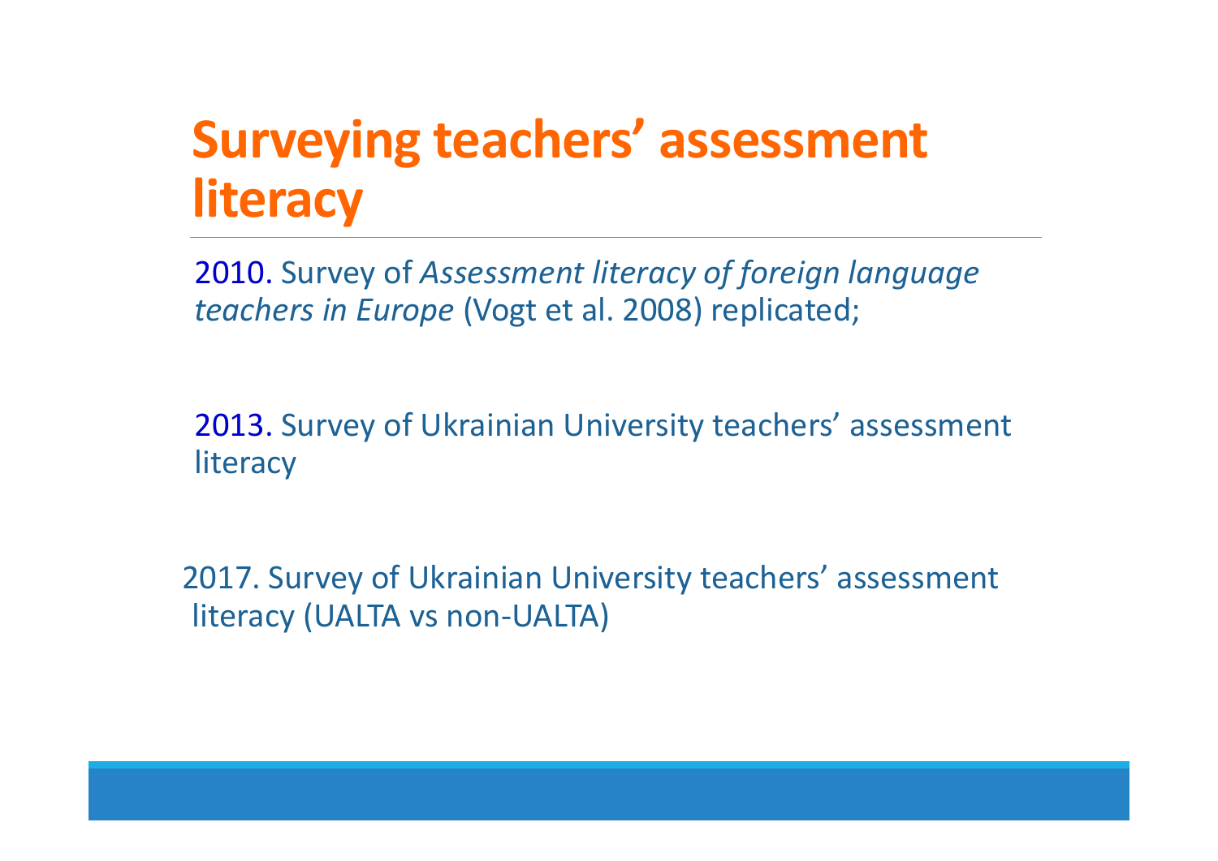# Surveying teachers' assessment literacy

2010. Survey of *Assessment literacy of foreign language teachers in Europe* (Vogt et al. 2008) replicated;

2013. Survey of Ukrainian University teachers' assessment literacy

2017. Survey of Ukrainian University teachers' assessment literacy (UALTA vs non-UALTA)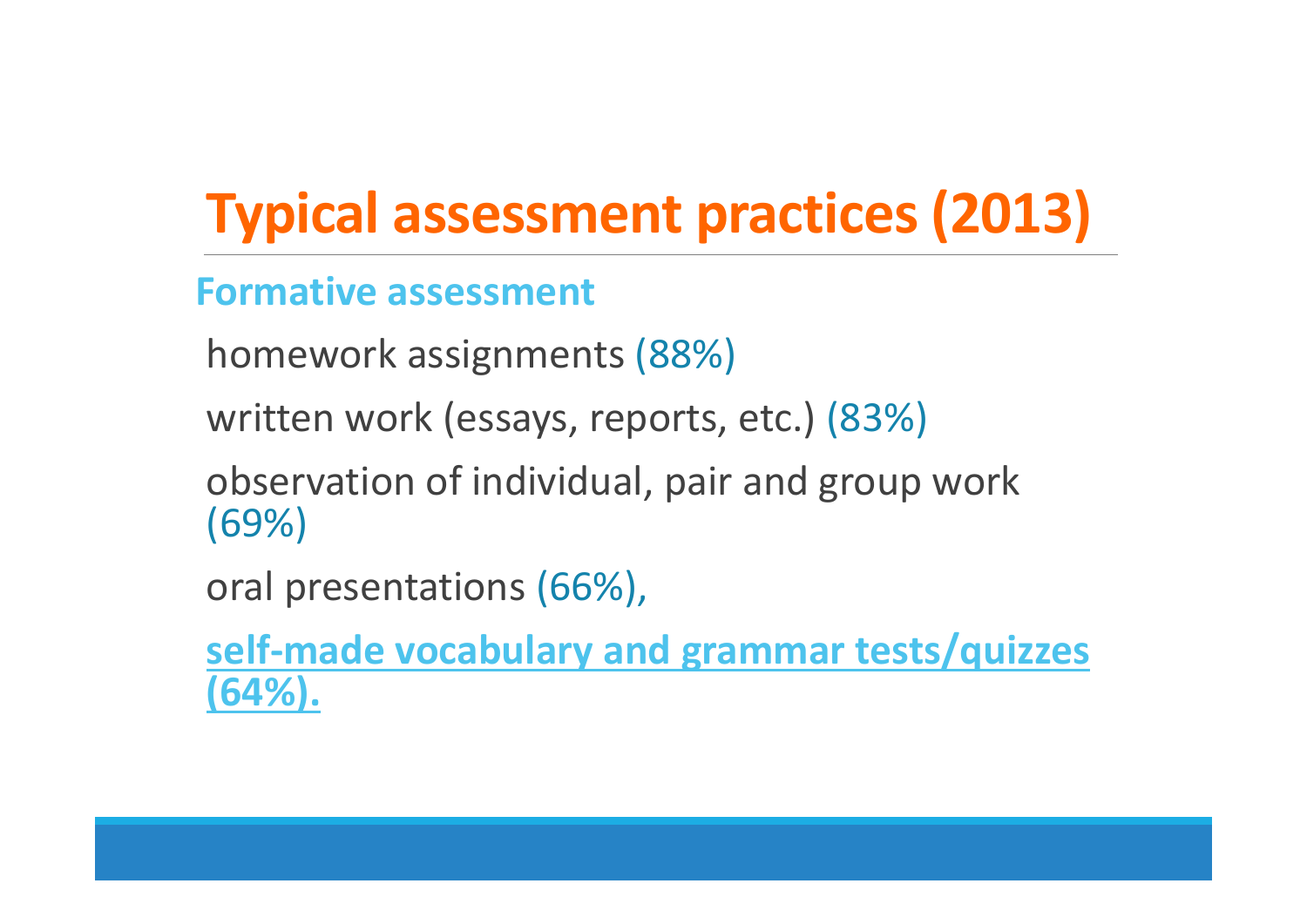# Typical assessment practices (2013)

## Formative assessment

homework assignments (88%)

written work (essays, reports, etc.) (83%)

observation of individual, pair and group work (69%)

oral presentations (66%),

**self-made vocabulary and grammar tests/quizzes (64%).**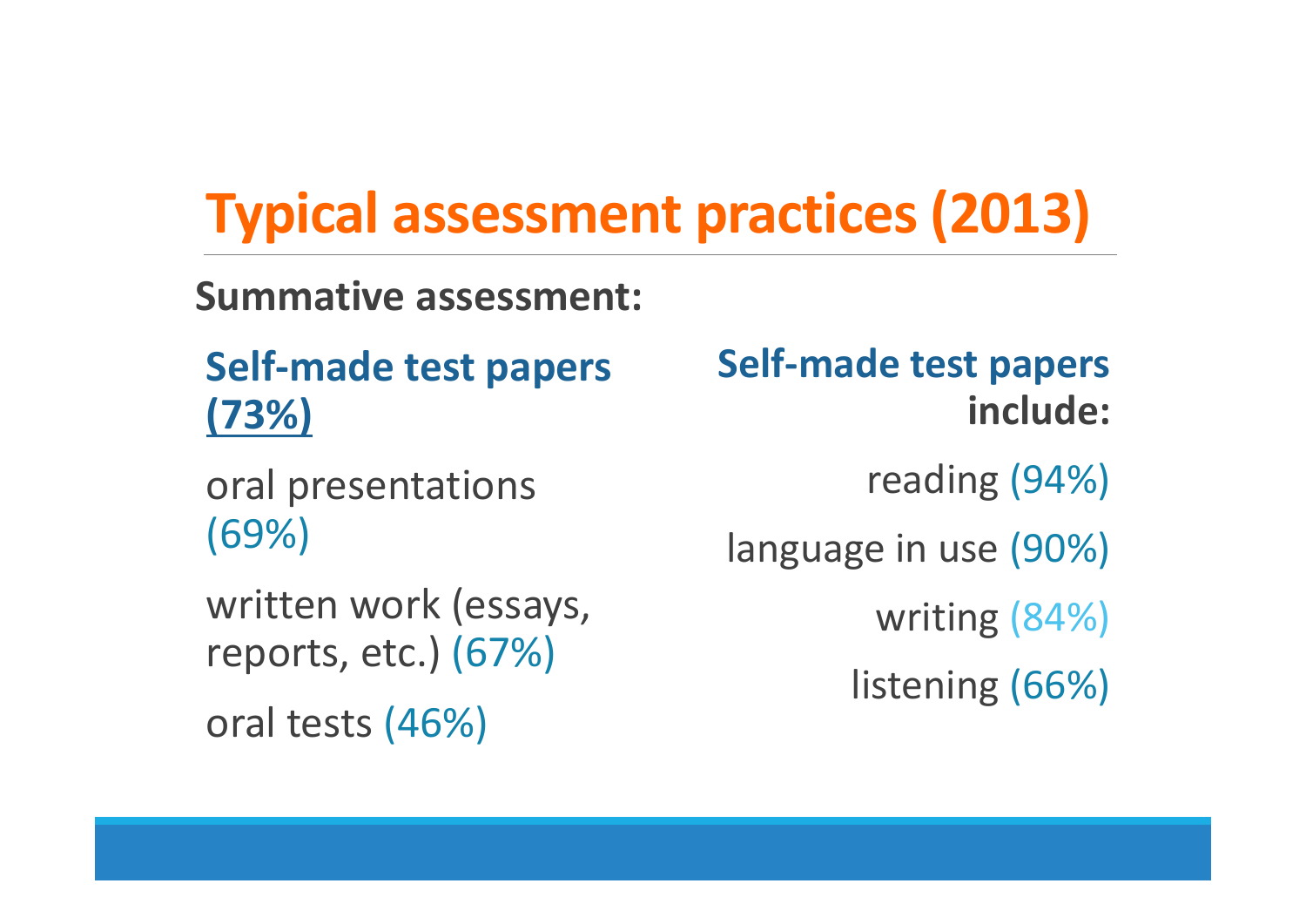# Typical assessment practices (2013)

**Summative assessment:**

**Self-made test papers (73%)**

oral presentations (69%)

written work (essays, reports, etc.) (67%)

oral tests (46%)

**Self-made test papers include:**

reading (94%)

language in use (90%)

writing (84%)

listening (66%)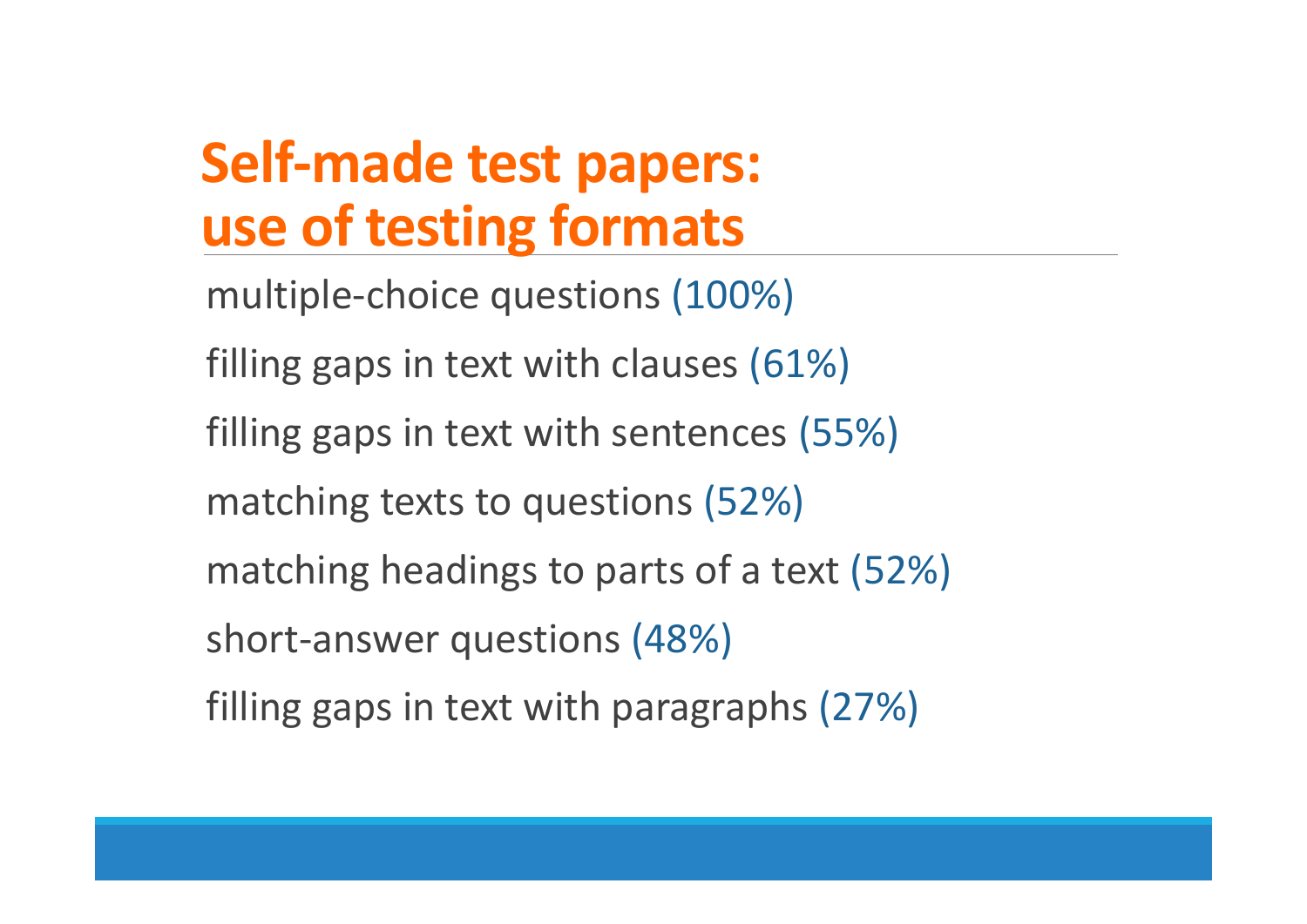# Self-made test papers: use of testing formats

multiple-choice questions (100%)

filling gaps in text with clauses (61%)

filling gaps in text with sentences (55%)

matching texts to questions (52%)

matching headings to parts of a text (52%)

short-answer questions (48%)

filling gaps in text with paragraphs (27%)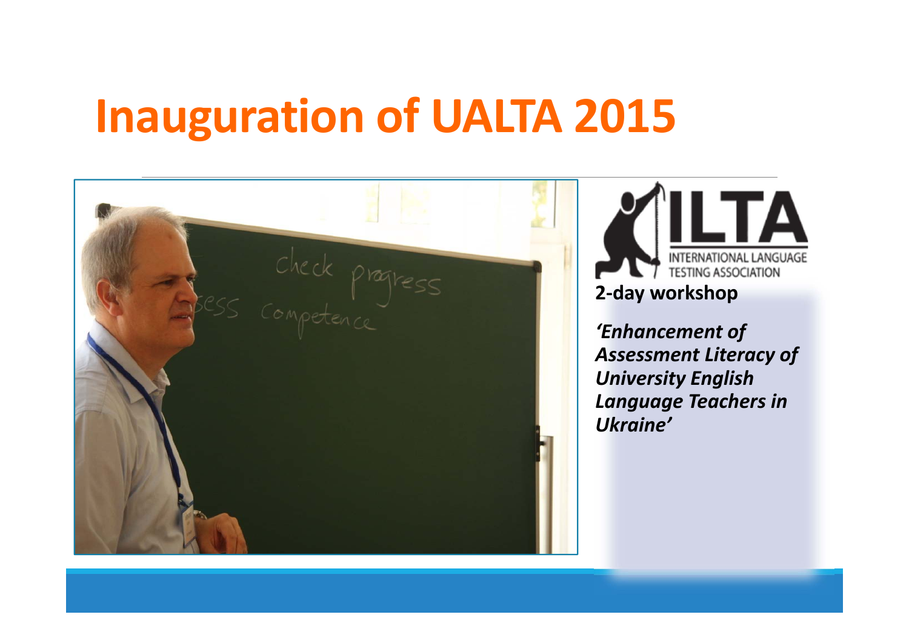# Inauguration of UALTA 2015

**2-day workshop**

***'Enhancement of Assessment Literacy of University English Language Teachers in Ukraine'***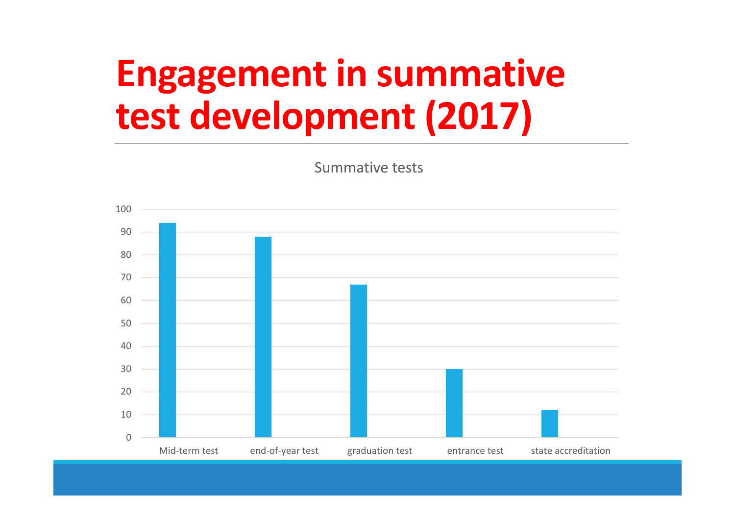# Engagement in summative test development (2017)

Summative tests

| Test | Value |
|---|---|
| Mid-term test | 94 |
| end-of-year test | 88 |
| graduation test | 67 |
| entrance test | 30 |
| state accreditation | 12 |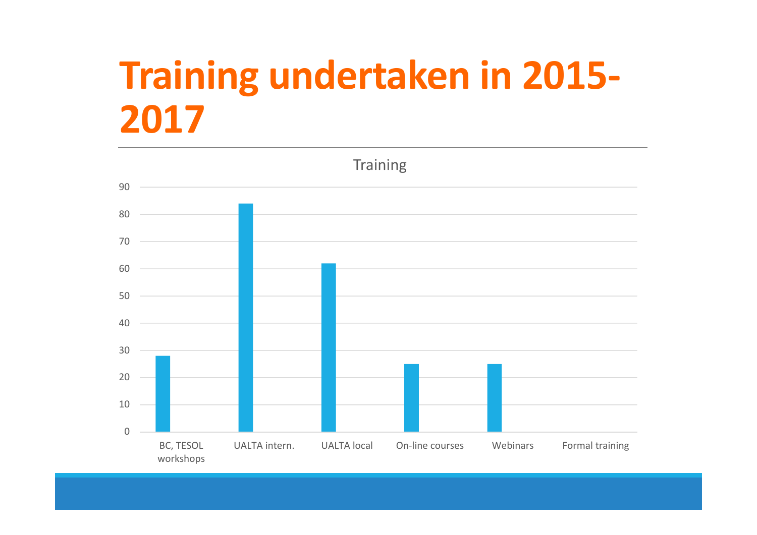# Training undertaken in 2015-2017

Training

| Category | Value |
|---|---|
| BC, TESOL workshops | 28 |
| UALTA intern. | 84 |
| UALTA local | 62 |
| On-line courses | 25 |
| Webinars | 25 |
| Formal training | 0 |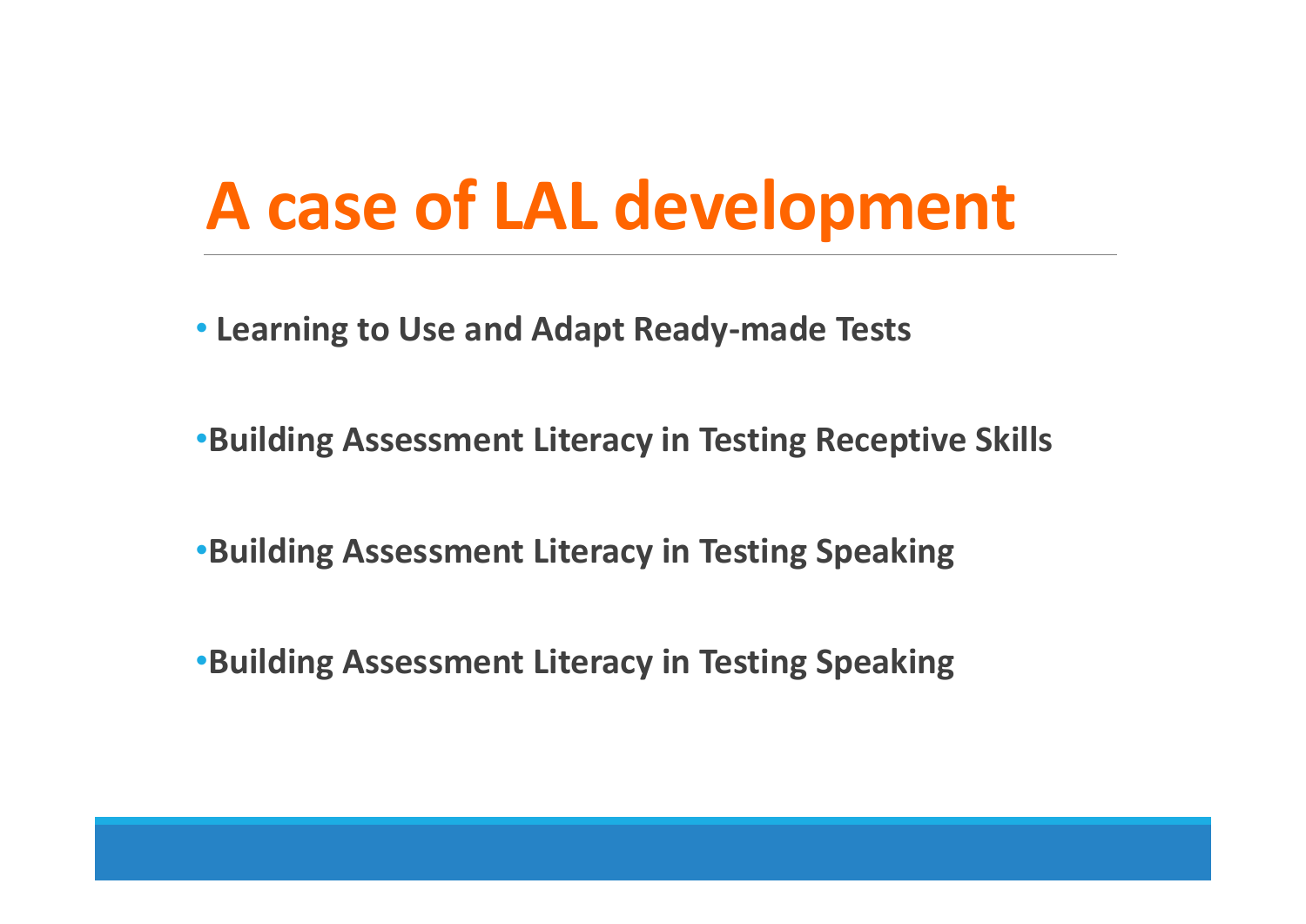# A case of LAL development

- **Learning to Use and Adapt Ready-made Tests**
- **Building Assessment Literacy in Testing Receptive Skills**
- **Building Assessment Literacy in Testing Speaking**
- **Building Assessment Literacy in Testing Speaking**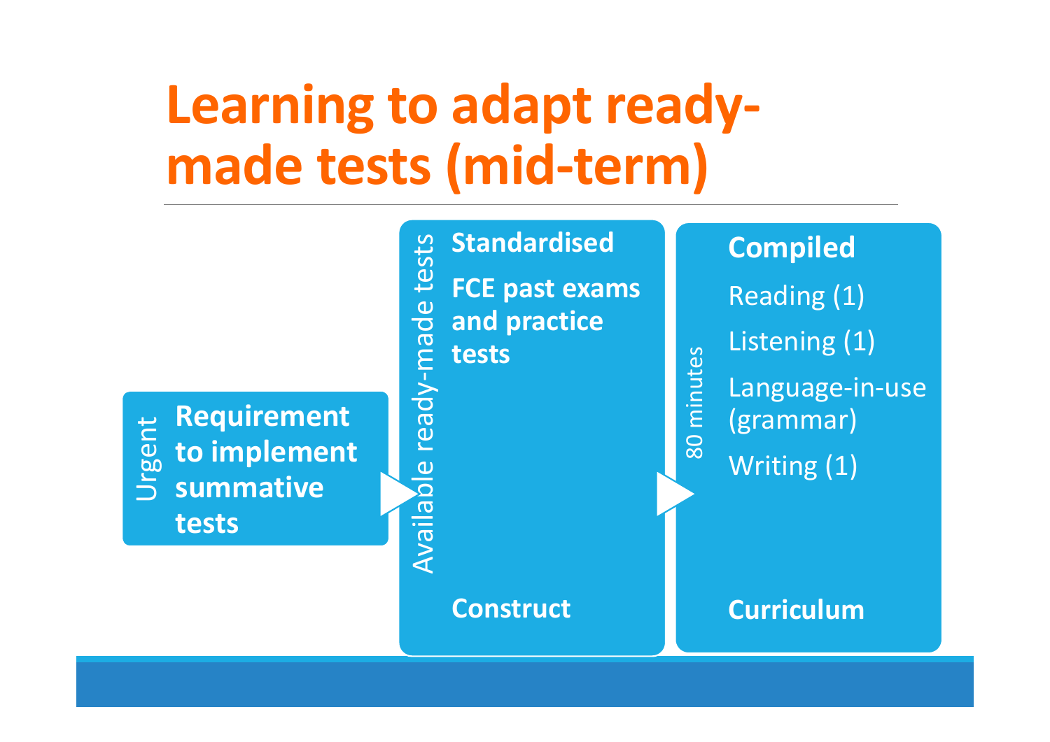# Learning to adapt ready-made tests (mid-term)

**Urgent**

**Requirement to implement summative tests**

**Available ready-made tests**

**Standardised**

**FCE past exams and practice tests**

**Construct**

**80 minutes**

**Compiled**

- Reading (1)
- Listening (1)
- Language-in-use (grammar)
- Writing (1)

**Curriculum**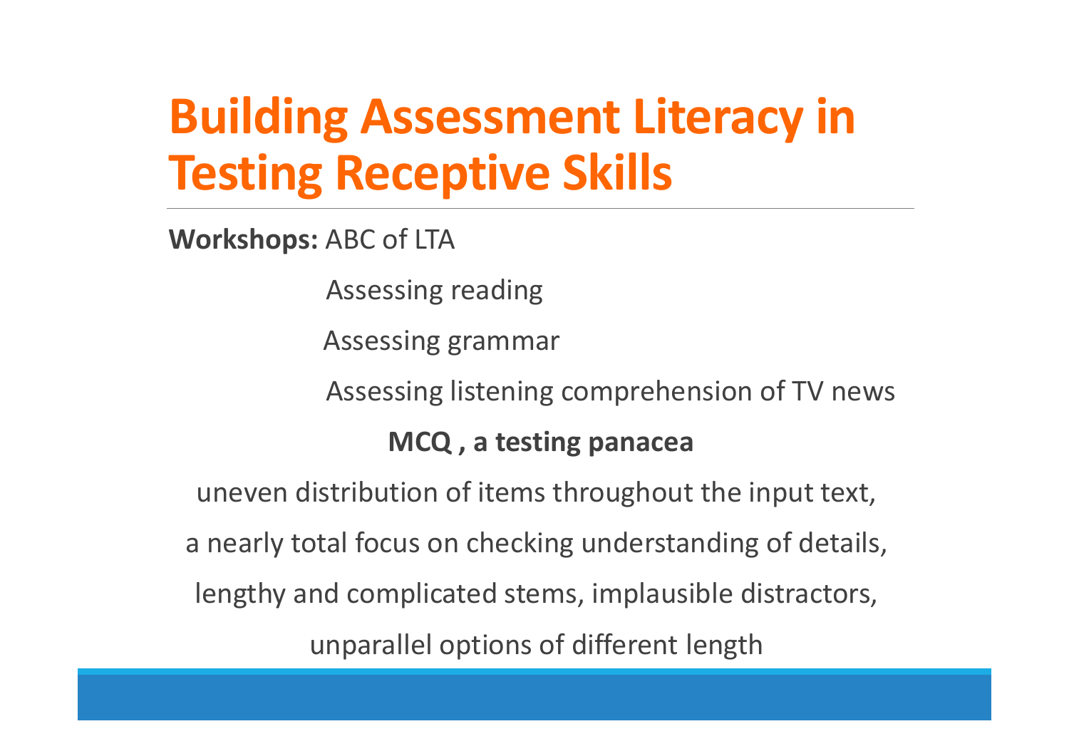# Building Assessment Literacy in Testing Receptive Skills

**Workshops:** ABC of LTA

Assessing reading

Assessing grammar

Assessing listening comprehension of TV news

**MCQ , a testing panacea**

uneven distribution of items throughout the input text,

a nearly total focus on checking understanding of details,

lengthy and complicated stems, implausible distractors,

unparallel options of different length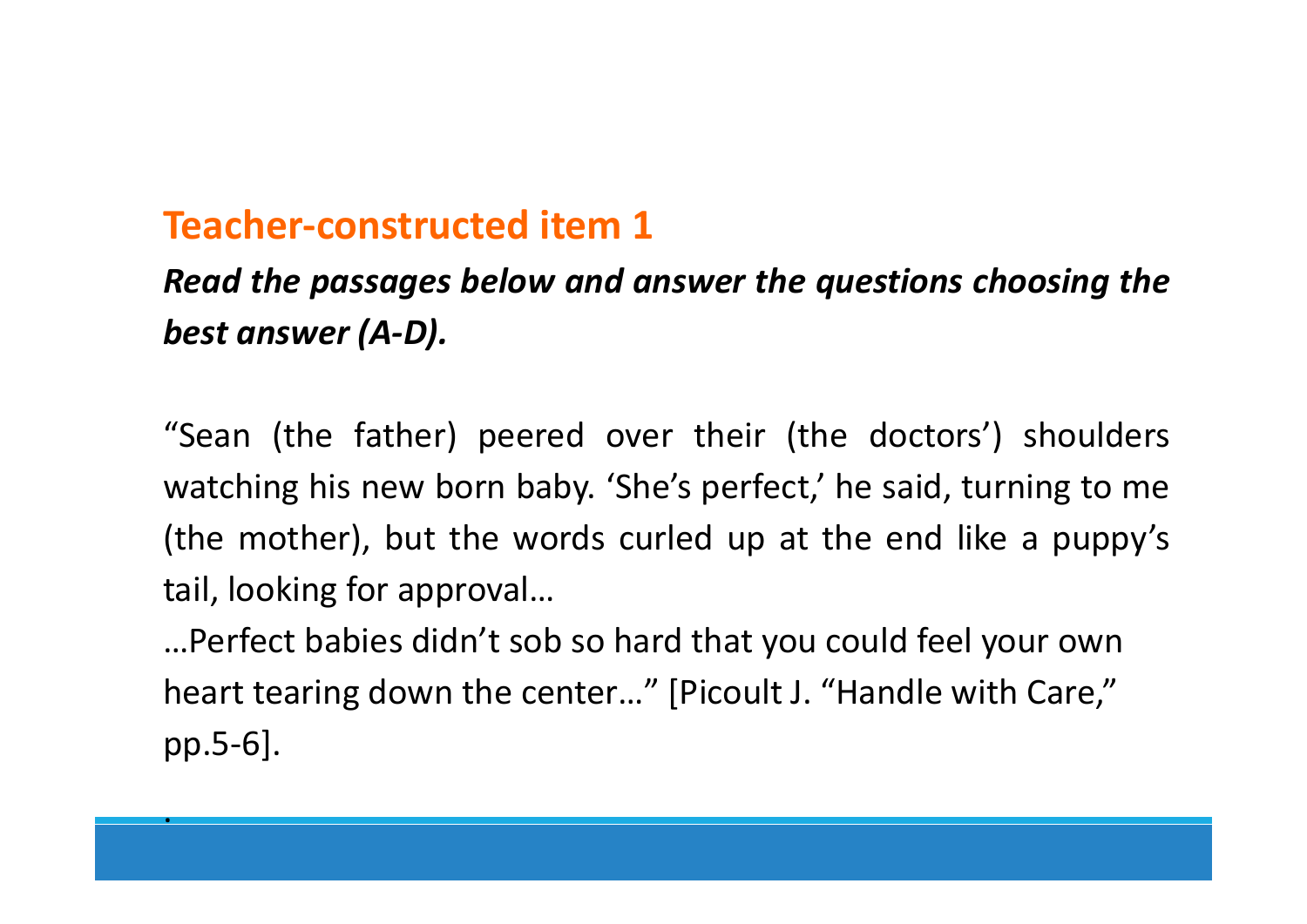## Teacher-constructed item 1

***Read the passages below and answer the questions choosing the best answer (A-D).***

"Sean (the father) peered over their (the doctors') shoulders watching his new born baby. 'She's perfect,' he said, turning to me (the mother), but the words curled up at the end like a puppy's tail, looking for approval…

…Perfect babies didn't sob so hard that you could feel your own heart tearing down the center…" [Picoult J. "Handle with Care," pp.5-6].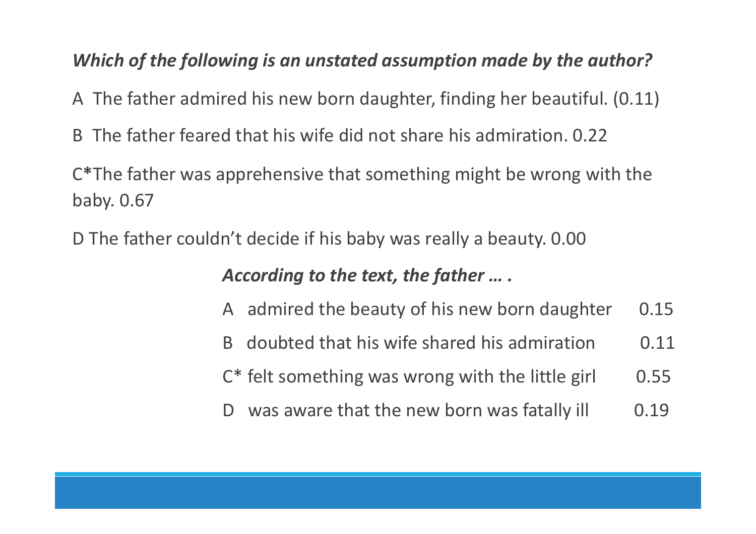***Which of the following is an unstated assumption made by the author?***

A The father admired his new born daughter, finding her beautiful. (0.11)

B The father feared that his wife did not share his admiration. 0.22

C*The father was apprehensive that something might be wrong with the baby. 0.67

D The father couldn't decide if his baby was really a beauty. 0.00

***According to the text, the father … .***

A admired the beauty of his new born daughter 0.15

B doubted that his wife shared his admiration 0.11

C* felt something was wrong with the little girl 0.55

D was aware that the new born was fatally ill 0.19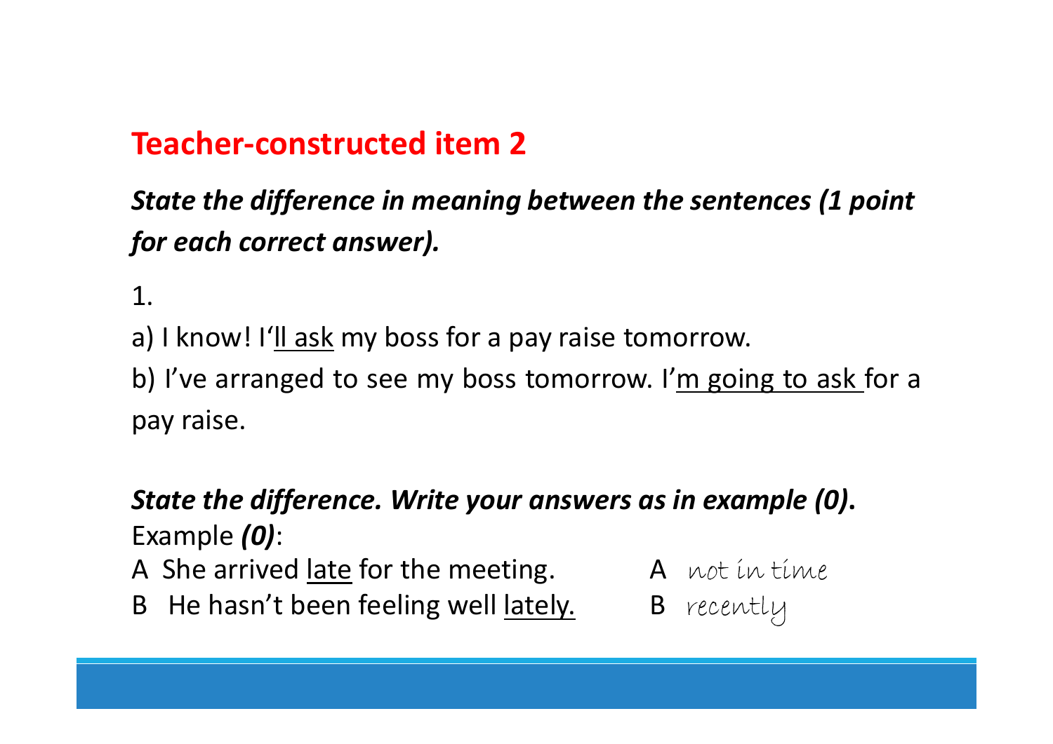## Teacher-constructed item 2

***State the difference in meaning between the sentences (1 point for each correct answer).***

1.

a) I know! I'<u>ll ask</u> my boss for a pay raise tomorrow.

b) I've arranged to see my boss tomorrow. I'<u>m going to ask</u> for a pay raise.

***State the difference. Write your answers as in example (0).***

Example ***(0)***:

A She arrived <u>late</u> for the meeting. A not in time

B He hasn't been feeling well <u>lately.</u> B recently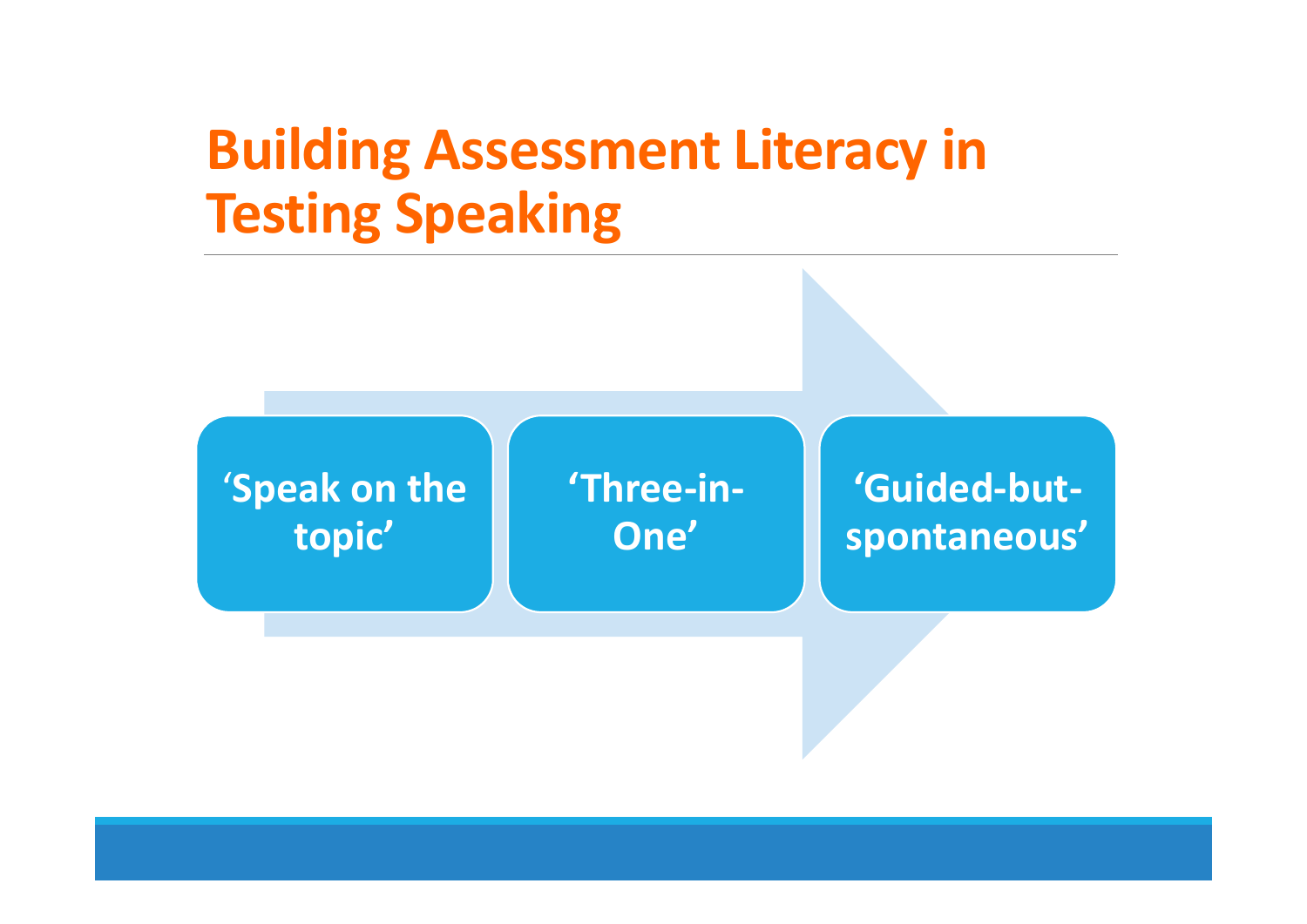# Building Assessment Literacy in Testing Speaking

- ‘Speak on the topic’
- ‘Three-in-One’
- ‘Guided-but-spontaneous’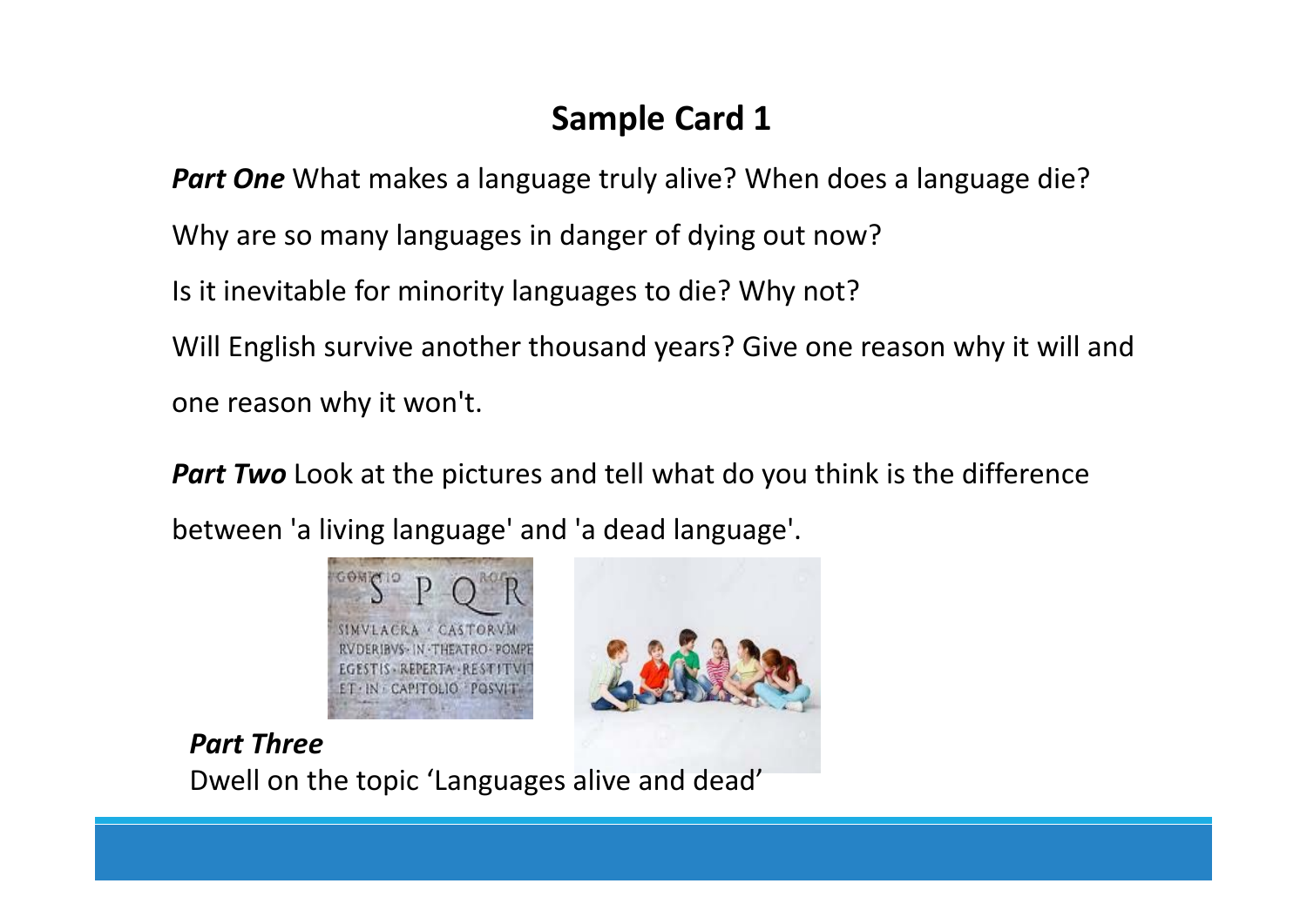## Sample Card 1

***Part One*** What makes a language truly alive? When does a language die?

Why are so many languages in danger of dying out now?

Is it inevitable for minority languages to die? Why not?

Will English survive another thousand years? Give one reason why it will and one reason why it won't.

***Part Two*** Look at the pictures and tell what do you think is the difference between 'a living language' and 'a dead language'.

***Part Three***

Dwell on the topic 'Languages alive and dead'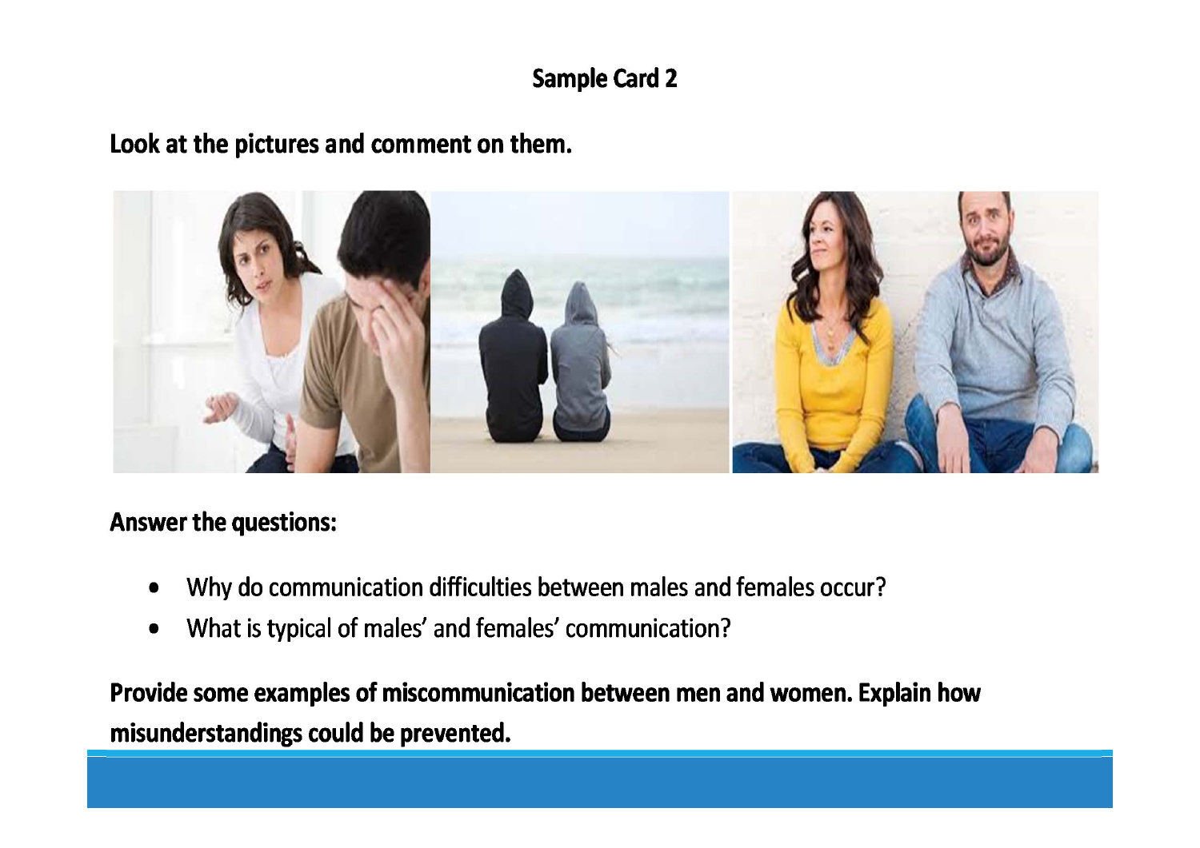## Sample Card 2

**Look at the pictures and comment on them.**

**Answer the questions:**

- Why do communication difficulties between males and females occur?
- What is typical of males' and females' communication?

**Provide some examples of miscommunication between men and women. Explain how misunderstandings could be prevented.**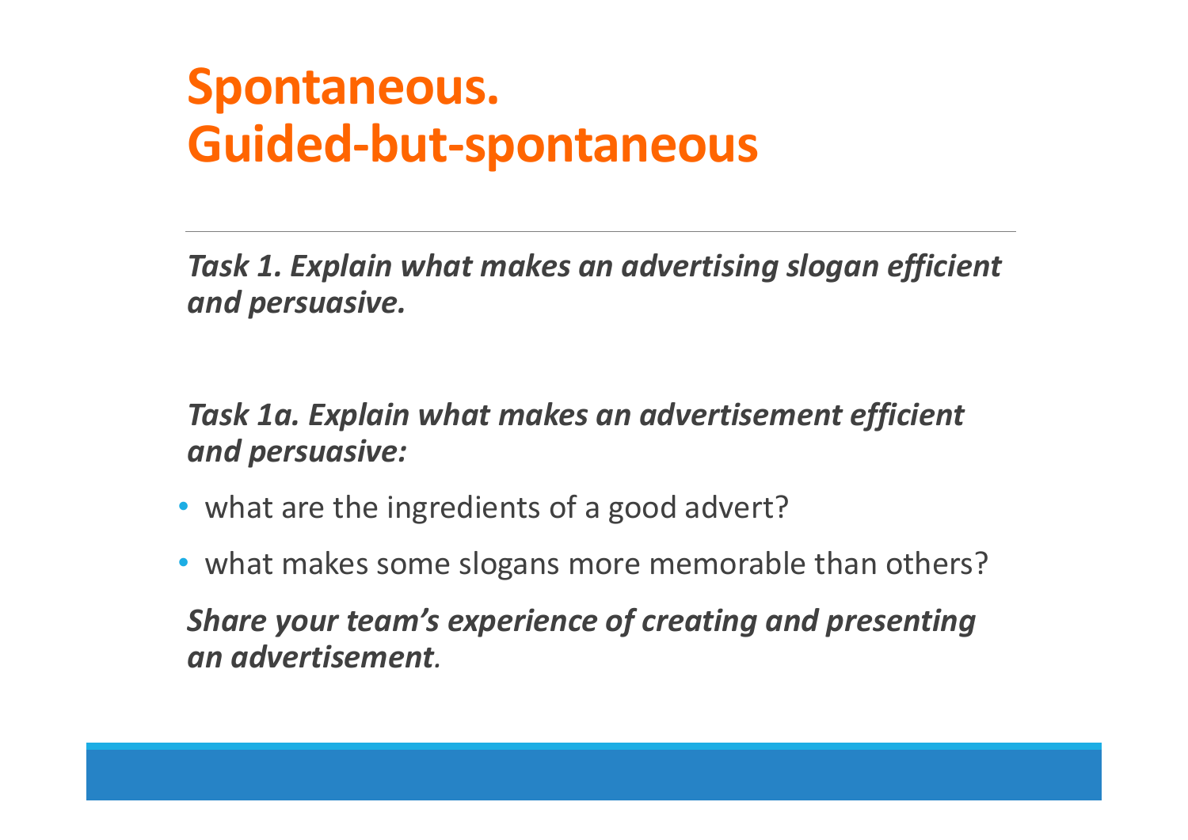# Spontaneous. Guided-but-spontaneous

***Task 1. Explain what makes an advertising slogan efficient and persuasive.***

***Task 1a. Explain what makes an advertisement efficient and persuasive:***

- what are the ingredients of a good advert?
- what makes some slogans more memorable than others?

***Share your team's experience of creating and presenting an advertisement.***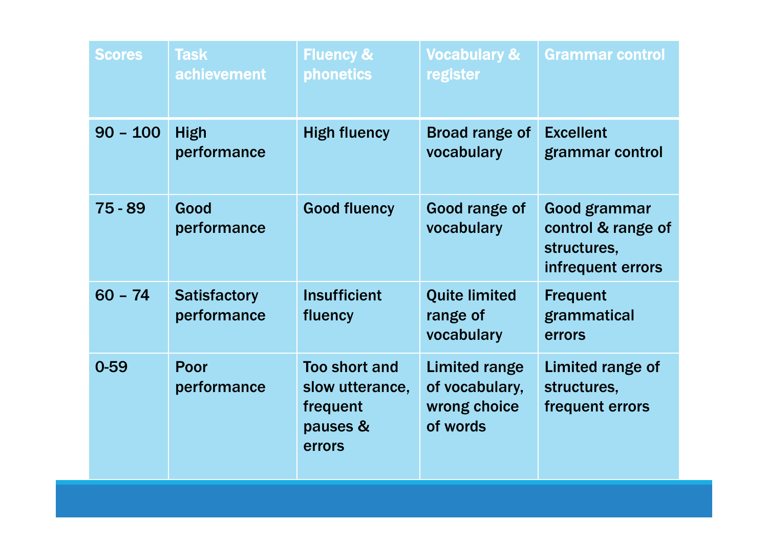| Scores | Task achievement | Fluency & phonetics | Vocabulary & register | Grammar control |
| --- | --- | --- | --- | --- |
| 90 – 100 | High performance | High fluency | Broad range of vocabulary | Excellent grammar control |
| 75 - 89 | Good performance | Good fluency | Good range of vocabulary | Good grammar control & range of structures, infrequent errors |
| 60 – 74 | Satisfactory performance | Insufficient fluency | Quite limited range of vocabulary | Frequent grammatical errors |
| 0-59 | Poor performance | Too short and slow utterance, frequent pauses & errors | Limited range of vocabulary, wrong choice of words | Limited range of structures, frequent errors |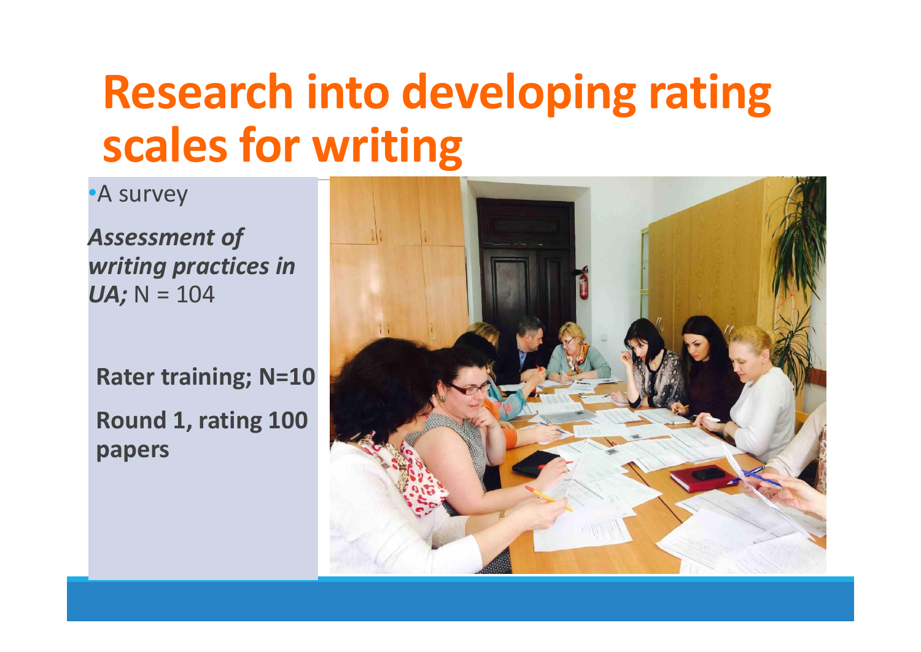# Research into developing rating scales for writing

- A survey

***Assessment of writing practices in UA;*** N = 104

**Rater training; N=10**

**Round 1, rating 100 papers**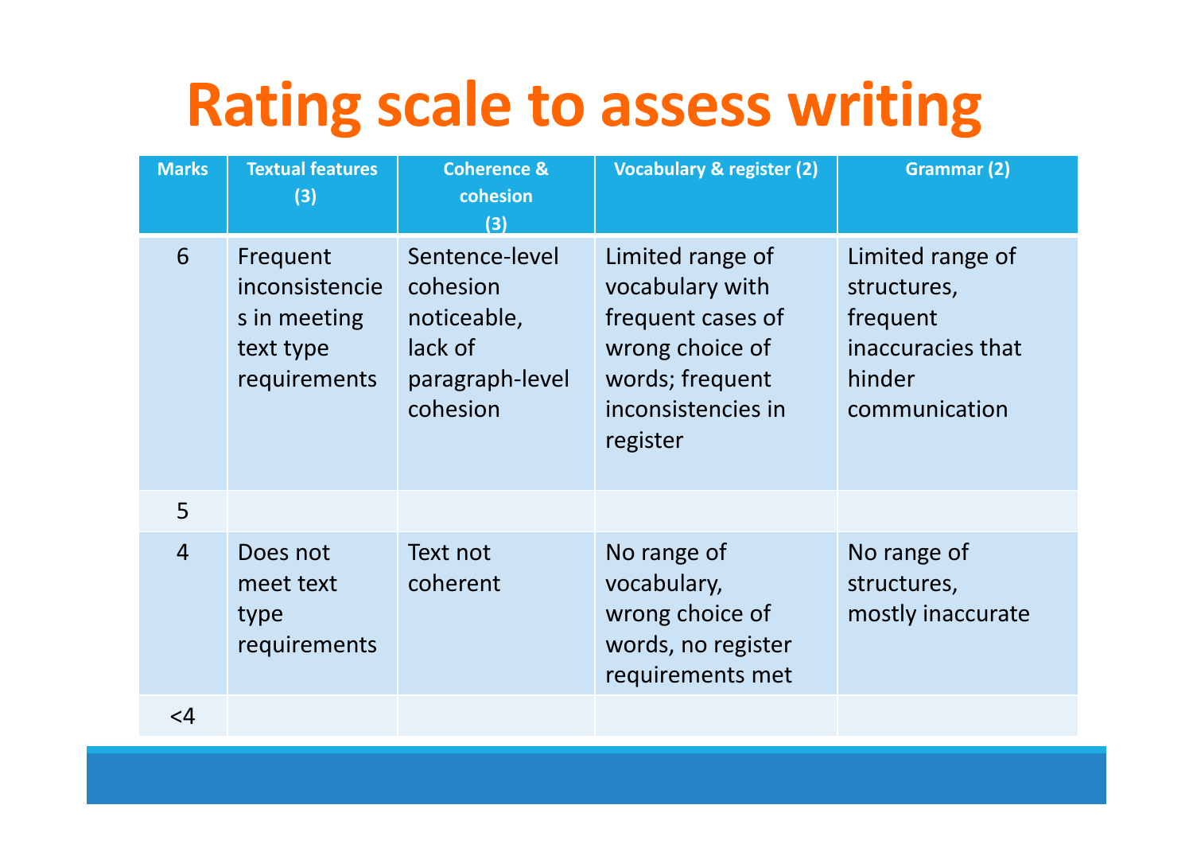# Rating scale to assess writing

| Marks | Textual features (3) | Coherence & cohesion (3) | Vocabulary & register (2) | Grammar (2) |
|---|---|---|---|---|
| 6 | Frequent inconsistencies in meeting text type requirements | Sentence-level cohesion noticeable, lack of paragraph-level cohesion | Limited range of vocabulary with frequent cases of wrong choice of words; frequent inconsistencies in register | Limited range of structures, frequent inaccuracies that hinder communication |
| 5 | | | | |
| 4 | Does not meet text type requirements | Text not coherent | No range of vocabulary, wrong choice of words, no register requirements met | No range of structures, mostly inaccurate |
| <4 | | | | |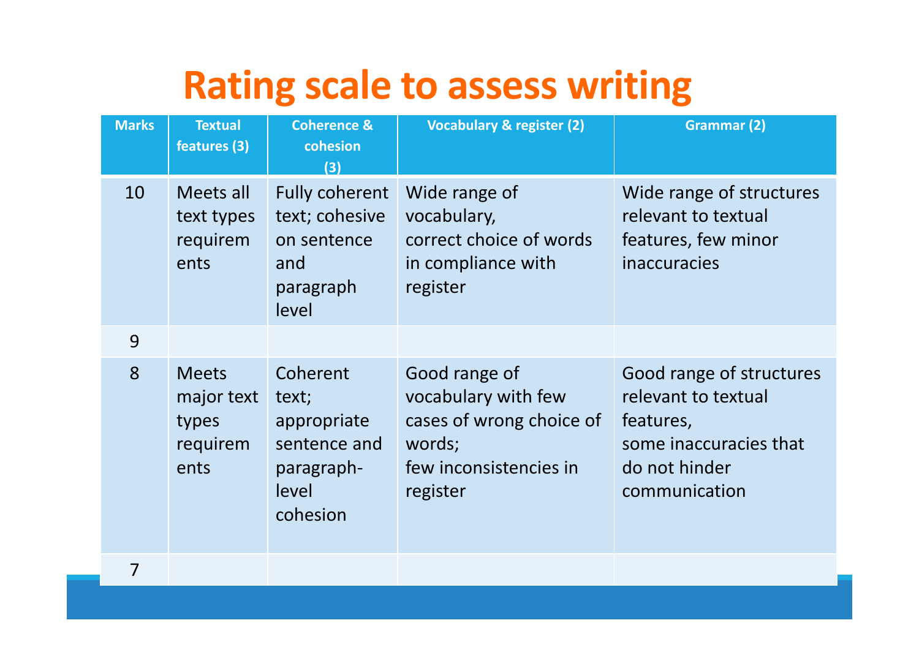# Rating scale to assess writing

| Marks | Textual features (3) | Coherence & cohesion (3) | Vocabulary & register (2) | Grammar (2) |
|---|---|---|---|---|
| 10 | Meets all text types requirements | Fully coherent text; cohesive on sentence and paragraph level | Wide range of vocabulary, correct choice of words in compliance with register | Wide range of structures relevant to textual features, few minor inaccuracies |
| 9 | | | | |
| 8 | Meets major text types requirements | Coherent text; appropriate sentence and paragraph-level cohesion | Good range of vocabulary with few cases of wrong choice of words; few inconsistencies in register | Good range of structures relevant to textual features, some inaccuracies that do not hinder communication |
| 7 | | | | |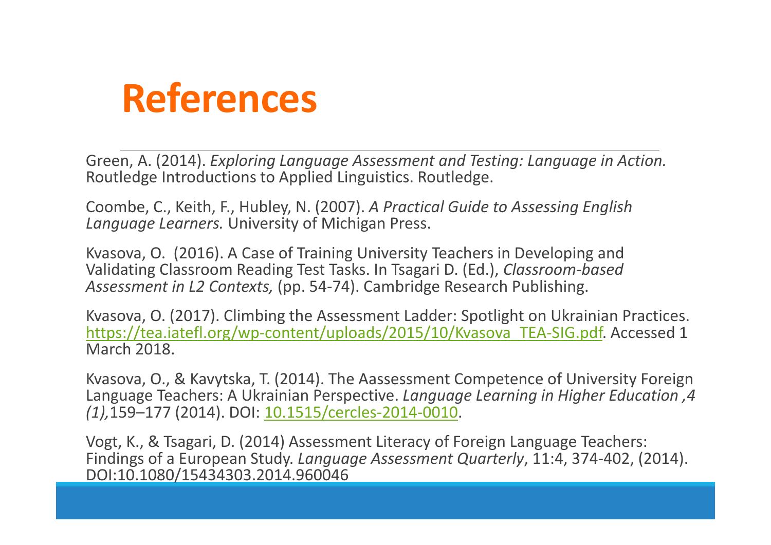# References

Green, A. (2014). *Exploring Language Assessment and Testing: Language in Action.* Routledge Introductions to Applied Linguistics. Routledge.

Coombe, C., Keith, F., Hubley, N. (2007). *A Practical Guide to Assessing English Language Learners.* University of Michigan Press.

Kvasova, O.  (2016). A Case of Training University Teachers in Developing and Validating Classroom Reading Test Tasks. In Tsagari D. (Ed.), *Classroom-based Assessment in L2 Contexts,* (pp. 54-74). Cambridge Research Publishing.

Kvasova, O. (2017). Climbing the Assessment Ladder: Spotlight on Ukrainian Practices. https://tea.iatefl.org/wp-content/uploads/2015/10/Kvasova_TEA-SIG.pdf. Accessed 1 March 2018.

Kvasova, O., & Kavytska, T. (2014). The Aassessment Competence of University Foreign Language Teachers: A Ukrainian Perspective. *Language Learning in Higher Education ,4 (1),*159–177 (2014). DOI: 10.1515/cercles-2014-0010.

Vogt, K., & Tsagari, D. (2014) Assessment Literacy of Foreign Language Teachers: Findings of a European Study. *Language Assessment Quarterly*, 11:4, 374-402, (2014). DOI:10.1080/15434303.2014.960046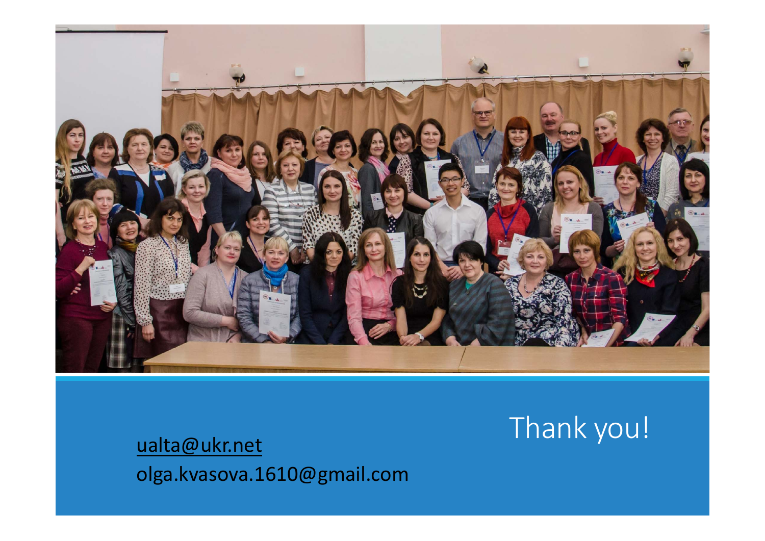Thank you!

ualta@ukr.net

olga.kvasova.1610@gmail.com